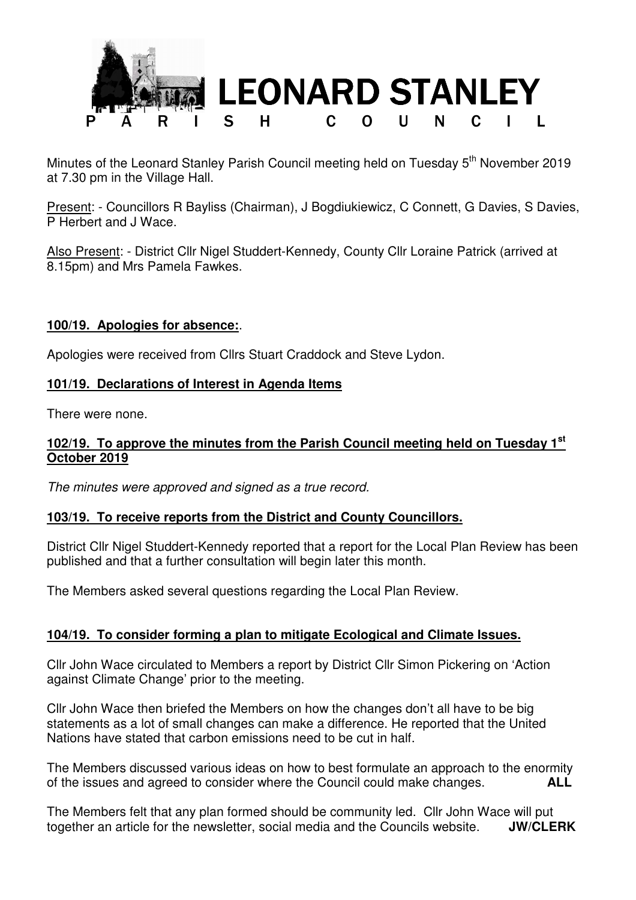# LEONARD STANLEY PARISH COUNCIL

Minutes of the Leonard Stanley Parish Council meeting held on Tuesday 5th November 2019 at 7.30 pm in the Village Hall.

Present: - Councillors R Bayliss (Chairman), J Bogdiukiewicz, C Connett, G Davies, S Davies, P Herbert and J Wace.

Also Present: - District Cllr Nigel Studdert-Kennedy, County Cllr Loraine Patrick (arrived at 8.15pm) and Mrs Pamela Fawkes.

**100/19. Apologies for absence:**.

Apologies were received from Cllrs Stuart Craddock and Steve Lydon.

**101/19. Declarations of Interest in Agenda Items**

There were none.

**102/19. To approve the minutes from the Parish Council meeting held on Tuesday 1st October 2019**

*The minutes were approved and signed as a true record.*

**103/19. To receive reports from the District and County Councillors.**

District Cllr Nigel Studdert-Kennedy reported that a report for the Local Plan Review has been published and that a further consultation will begin later this month.

The Members asked several questions regarding the Local Plan Review.

**104/19. To consider forming a plan to mitigate Ecological and Climate Issues.**

Cllr John Wace circulated to Members a report by District Cllr Simon Pickering on 'Action against Climate Change' prior to the meeting.

Cllr John Wace then briefed the Members on how the changes don't all have to be big statements as a lot of small changes can make a difference. He reported that the United Nations have stated that carbon emissions need to be cut in half.

The Members discussed various ideas on how to best formulate an approach to the enormity of the issues and agreed to consider where the Council could make changes. **ALL**

The Members felt that any plan formed should be community led. Cllr John Wace will put together an article for the newsletter, social media and the Councils website. **JW/CLERK**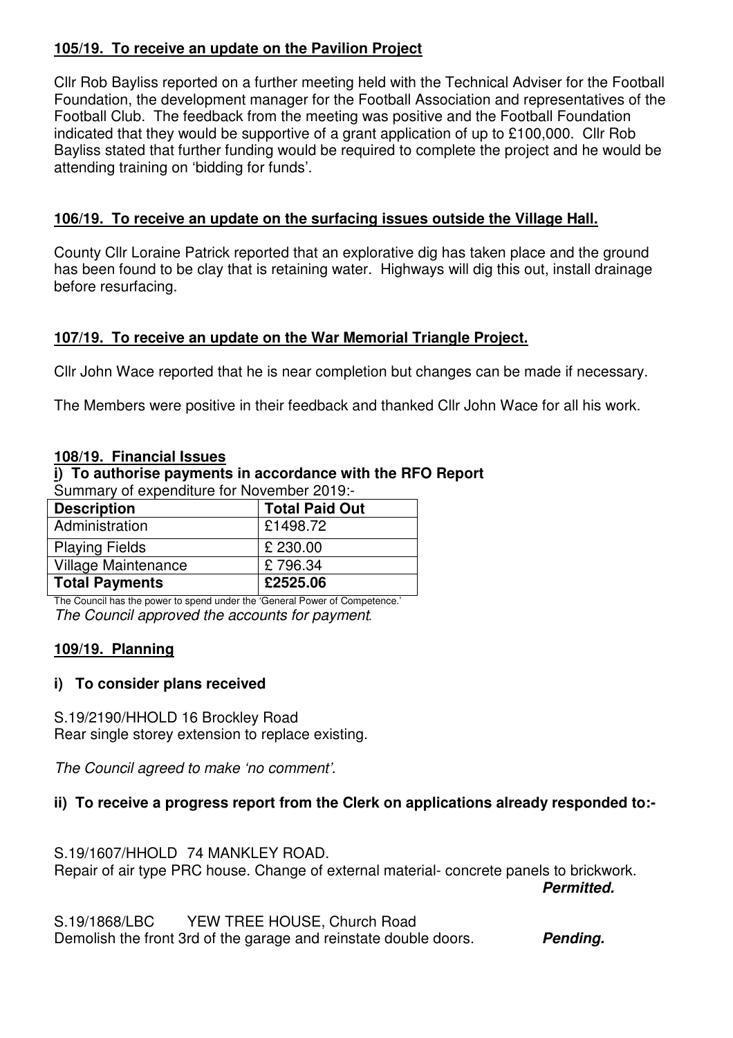**105/19. To receive an update on the Pavilion Project**

Cllr Rob Bayliss reported on a further meeting held with the Technical Adviser for the Football Foundation, the development manager for the Football Association and representatives of the Football Club. The feedback from the meeting was positive and the Football Foundation indicated that they would be supportive of a grant application of up to £100,000. Cllr Rob Bayliss stated that further funding would be required to complete the project and he would be attending training on 'bidding for funds'.

**106/19. To receive an update on the surfacing issues outside the Village Hall.**

County Cllr Loraine Patrick reported that an explorative dig has taken place and the ground has been found to be clay that is retaining water. Highways will dig this out, install drainage before resurfacing.

**107/19. To receive an update on the War Memorial Triangle Project.**

Cllr John Wace reported that he is near completion but changes can be made if necessary.

The Members were positive in their feedback and thanked Cllr John Wace for all his work.

**108/19. Financial Issues**

**i) To authorise payments in accordance with the RFO Report**

Summary of expenditure for November 2019:-

| **Description** | **Total Paid Out** |
|---|---|
| Administration | £1498.72 |
| Playing Fields | £ 230.00 |
| Village Maintenance | £ 796.34 |
| **Total Payments** | **£2525.06** |

The Council has the power to spend under the 'General Power of Competence.'

*The Council approved the accounts for payment.*

**109/19. Planning**

**i) To consider plans received**

S.19/2190/HHOLD 16 Brockley Road
Rear single storey extension to replace existing.

*The Council agreed to make 'no comment'.*

**ii) To receive a progress report from the Clerk on applications already responded to:-**

S.19/1607/HHOLD 74 MANKLEY ROAD.
Repair of air type PRC house. Change of external material- concrete panels to brickwork. ***Permitted.***

S.19/1868/LBC YEW TREE HOUSE, Church Road
Demolish the front 3rd of the garage and reinstate double doors. ***Pending.***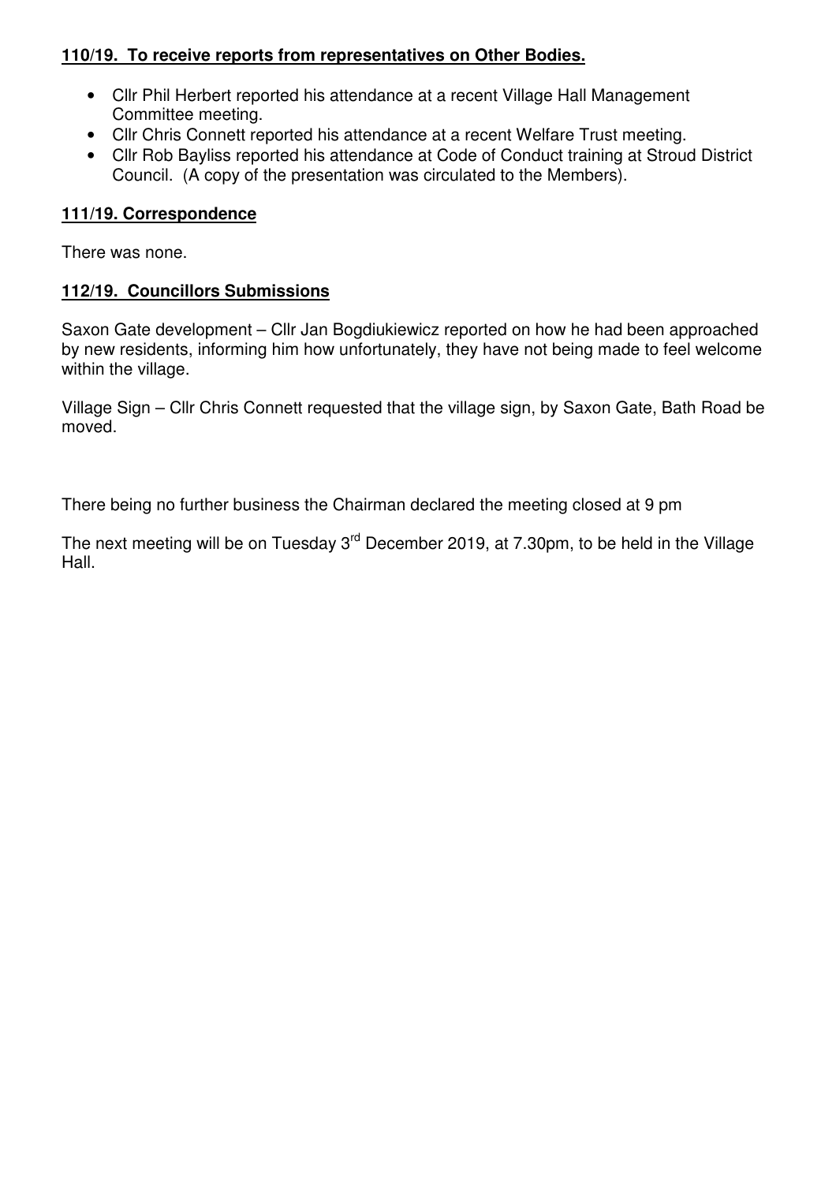**110/19. To receive reports from representatives on Other Bodies.**

- Cllr Phil Herbert reported his attendance at a recent Village Hall Management Committee meeting.
- Cllr Chris Connett reported his attendance at a recent Welfare Trust meeting.
- Cllr Rob Bayliss reported his attendance at Code of Conduct training at Stroud District Council. (A copy of the presentation was circulated to the Members).

**111/19. Correspondence**

There was none.

**112/19. Councillors Submissions**

Saxon Gate development – Cllr Jan Bogdiukiewicz reported on how he had been approached by new residents, informing him how unfortunately, they have not being made to feel welcome within the village.

Village Sign – Cllr Chris Connett requested that the village sign, by Saxon Gate, Bath Road be moved.

There being no further business the Chairman declared the meeting closed at 9 pm

The next meeting will be on Tuesday 3rd December 2019, at 7.30pm, to be held in the Village Hall.